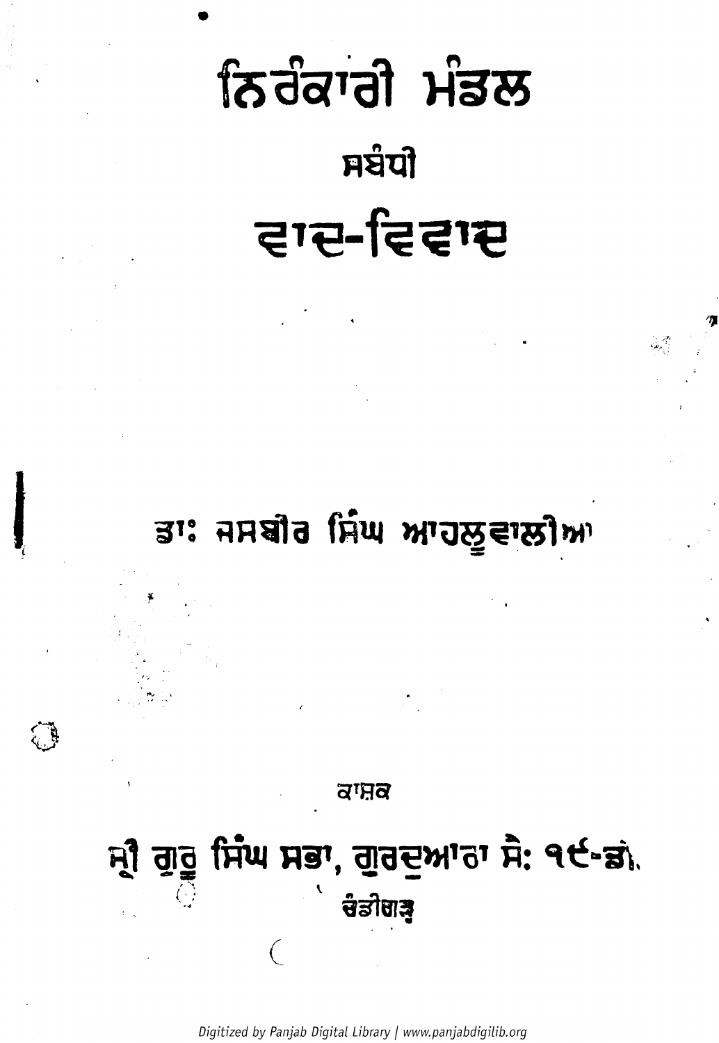# ਨਿਰੰਕਾਰੀ ਮੰਡਲ

## ਸਬੰਧੀ

# ਵਾਦ-ਵਿਵਾਦ

ਡਾ: ਜਸਬੀਰ ਸਿੰਘ ਆਹਲੂਵਾਲੀਆ

ਕਾਸ਼ਕ

ਸ੍ਰੀ ਗੁਰੂ ਸਿੰਘ ਸਭਾ, ਗੁਰਦੁਆਰਾ ਸੈ: ੧੯-ਡੀ,

ਚੰਡੀਗੜ੍ਹ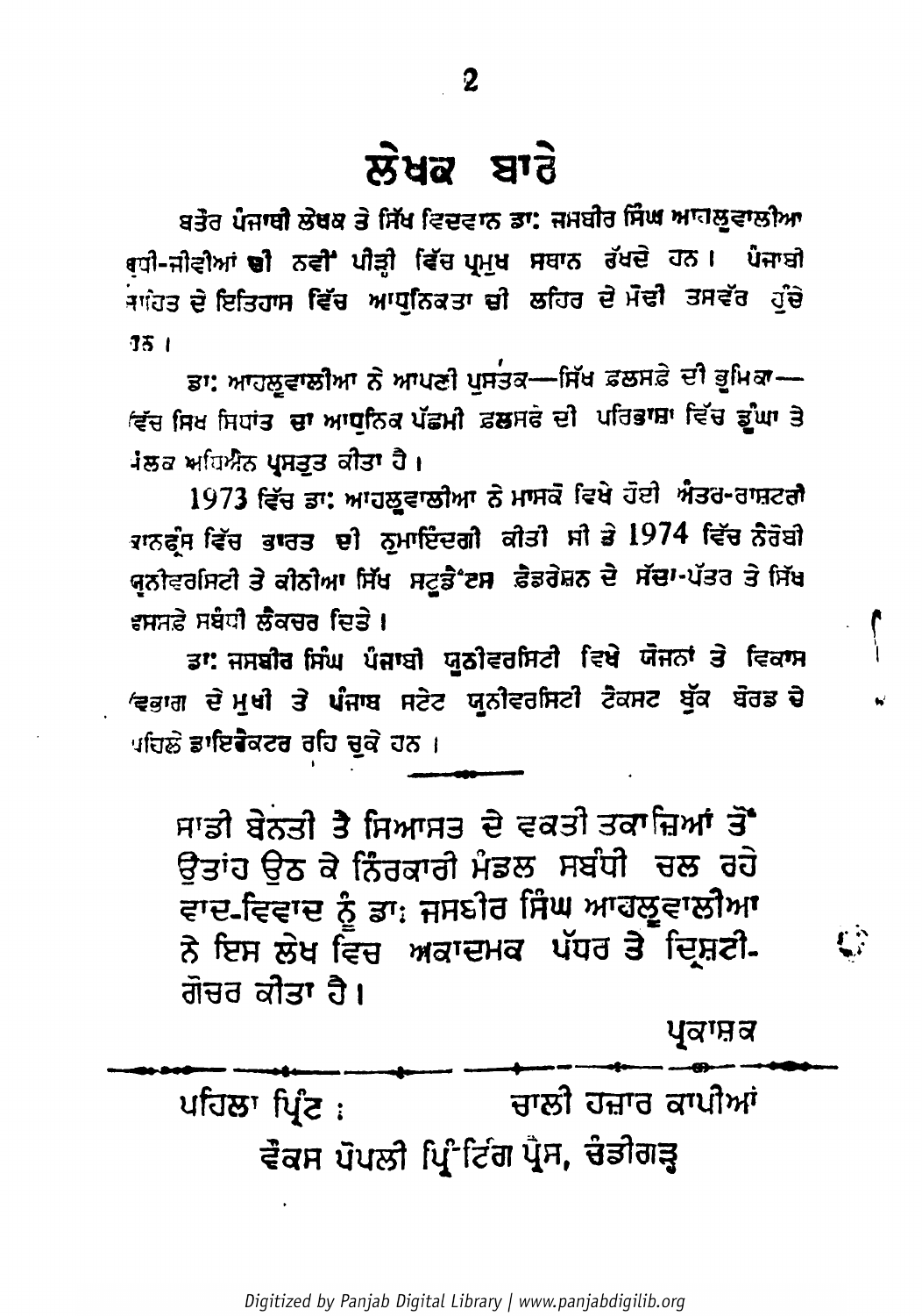# ਲੇਖਕ ਬਾਰੇ

ਬਤੌਰ ਪੰਜਾਬੀ ਲੇਖਕ ਤੇ ਸਿੱਖ ਵਿਦਵਾਨ ਡਾ: ਜਸਬੀਰ ਸਿੰਘ ਆਹਲੂਵਾਲੀਆ ਬੁਧੀ-ਜੀਵੀਆਂ ਦੀ ਨਵੀਂ ਪੀੜ੍ਹੀ ਵਿੱਚ ਪ੍ਰਮੁਖ ਸਥਾਨ ਰੱਖਦੇ ਹਨ। ਪੰਜਾਬੀ ਸਾਹਿਤ ਦੇ ਇਤਿਹਾਸ ਵਿੱਚ ਆਧੁਨਿਕਤਾ ਦੀ ਲਹਿਰ ਦੇ ਮੋਢੀ ਤਸਵੱਰ ਹੁੰਦੇ ਹਨ।

ਡਾ: ਆਹਲੂਵਾਲੀਆ ਨੇ ਆਪਣੀ ਪੁਸਤਕ—ਸਿੱਖ ਫ਼ਲਸਫ਼ੇ ਦੀ ਭੂਮਿਕਾ—ਵਿੱਚ ਸਿਖ ਸਿਧਾਂਤ ਦਾ ਆਧੁਨਿਕ ਪੱਛਮੀ ਫ਼ਲਸਫ਼ੇ ਦੀ ਪਰਿਭਾਸ਼ਾ ਵਿੱਚ ਡੂੰਘਾ ਤੇ ਮੌਲਕ ਅਧਿਐਨ ਪ੍ਰਸਤੁਤ ਕੀਤਾ ਹੈ।

1973 ਵਿੱਚ ਡਾ: ਆਹਲੂਵਾਲੀਆ ਨੇ ਮਾਸਕੋ ਵਿਖੇ ਹੋਈ ਅੰਤਰ-ਰਾਸ਼ਟਰੀ ਕਾਨਫ੍ਰੰਸ ਵਿੱਚ ਭਾਰਤ ਦੀ ਨੁਮਾਇੰਦਗੀ ਕੀਤੀ ਸੀ ਤੇ 1974 ਵਿੱਚ ਨੈਰੋਬੀ ਯੂਨੀਵਰਸਿਟੀ ਤੇ ਕੀਨੀਆ ਸਿੱਖ ਸਟੂਡੈਂਟਸ ਫ਼ੈਡਰੇਸ਼ਨ ਦੇ ਸੱਦਾ-ਪੱਤਰ ਤੇ ਸਿੱਖ ਫ਼ਲਸਫ਼ੇ ਸਬੰਧੀ ਲੈਕਚਰ ਦਿਤੇ।

ਡਾ: ਜਸਬੀਰ ਸਿੰਘ ਪੰਜਾਬੀ ਯੂਨੀਵਰਸਿਟੀ ਵਿਖੇ ਯੋਜਨਾਂ ਤੇ ਵਿਕਾਸ ਵਿਭਾਗ ਦੇ ਮੁਖੀ ਤੇ ਪੰਜਾਬ ਸਟੇਟ ਯੂਨੀਵਰਸਿਟੀ ਟੈਕਸਟ ਬੁੱਕ ਬੋਰਡ ਦੇ ਪਹਿਲੇ ਡਾਇਰੈਕਟਰ ਰਹਿ ਚੁਕੇ ਹਨ।

---

ਸਾਡੀ ਬੇਨਤੀ ਤੇ ਸਿਆਸਤ ਦੇ ਵਕਤੀ ਤਕਾਜ਼ਿਆਂ ਤੋਂ ਉਤਾਂਹ ਉਠ ਕੇ ਨਿੰਰਕਾਰੀ ਮੰਡਲ ਸਬੰਧੀ ਚਲ ਰਹੇ ਵਾਦ-ਵਿਵਾਦ ਨੂੰ ਡਾ: ਜਸਬੀਰ ਸਿੰਘ ਆਹਲੂਵਾਲੀਆ ਨੇ ਇਸ ਲੇਖ ਵਿਚ ਅਕਾਦਮਕ ਪੱਧਰ ਤੇ ਦ੍ਰਿਸ਼ਟੀ-ਗੋਚਰ ਕੀਤਾ ਹੈ।

ਪ੍ਰਕਾਸ਼ਕ

---

ਪਹਿਲਾ ਪ੍ਰਿੰਟ : ਚਾਲੀ ਹਜ਼ਾਰ ਕਾਪੀਆਂ

ਵੈਕਸ ਪੋਪਲੀ ਪ੍ਰਿੰਟਿੰਗ ਪ੍ਰੈਸ, ਚੰਡੀਗੜ੍ਹ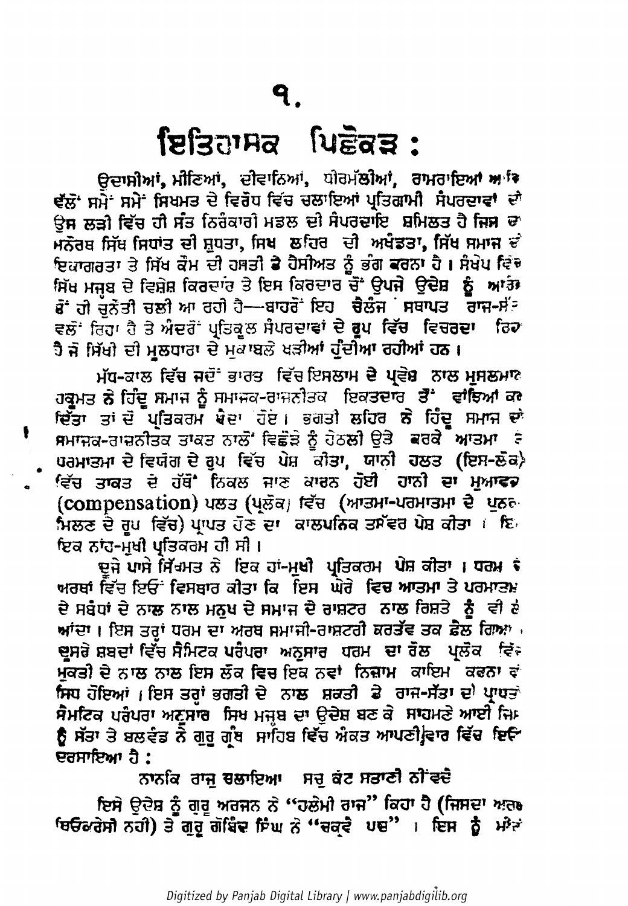# ੧.

## ਇਤਿਹਾਸਕ ਪਿਛੋਕੜ :

ਉਦਾਸੀਆਂ, ਮੀਣਿਆਂ, ਦੀਵਾਨਿਆਂ, ਧੀਰਮੱਲੀਆਂ, ਰਾਮਰਾਇਆਂ ਆਦਿ ਵੱਲੋਂ ਸਮੇਂ ਸਮੇਂ ਸਿਖਮਤ ਦੇ ਵਿਰੋਧ ਵਿੱਚ ਚਲਾਇਆਂ ਪ੍ਰਤਿਗਾਮੀ ਸੰਪਰਦਾਵਾਂ ਦੀ ਉਸ ਲੜੀ ਵਿੱਚ ਹੀ ਸੰਤ ਨਿਰੰਕਾਰੀ ਮਡਲ ਦੀ ਸੰਪਰਦਾਇ ਸ਼ਮਿਲਤ ਹੈ ਜਿਸ ਦਾ ਮਨੋਰਥ ਸਿੱਖ ਸਿਧਾਂਤ ਦੀ ਸ਼ੁਧਤਾ, ਸਿਖ ਲਹਿਰ ਦੀ ਅਖੰਡਤਾ, ਸਿੱਖ ਸਮਾਜ ਦੀ ਇਕਾਗਰਤਾ ਤੇ ਸਿੱਖ ਕੌਮ ਦੀ ਹਸਤੀ ਦੇ ਹੈਸੀਅਤ ਨੂੰ ਭੰਗ ਕਰਨਾ ਹੈ। ਸੰਖੇਪ ਵਿੱਚ ਸਿੱਖ ਮਜ਼ਬ ਦੇ ਵਿਸ਼ੇਸ਼ ਕਿਰਦਾਰ ਤੇ ਇਸ ਕਿਰਦਾਰ ਚੋਂ ਉਪਜੇ ਉਦੇਸ਼ ਨੂੰ ਆਰੰਭ ਤੋਂ ਹੀ ਚੁਨੌਤੀ ਚਲੀ ਆ ਰਹੀ ਹੈ—ਬਾਹਰੋਂ ਇਹ ਚੈਲੰਜ ਸਥਾਪਤ ਰਾਜ-ਸੱਤਾ ਵਲੋਂ ਰਿਹਾ ਹੈ ਤੇ ਅੰਦਰੋਂ ਪ੍ਰਤਿਕੂਲ ਸੰਪਰਦਾਵਾਂ ਦੇ ਰੂਪ ਵਿੱਚ ਵਿਚਰਦਾ ਰਿਹਾ ਹੈ ਜੋ ਸਿੱਖੀ ਦੀ ਮੂਲਧਾਰਾ ਦੇ ਮੁਕਾਬਲੇ ਖੜੀਆਂ ਹੁੰਦੀਆ ਰਹੀਆਂ ਹਨ।

ਮੱਧ-ਕਾਲ ਵਿੱਚ ਜਦੋਂ ਭਾਰਤ ਵਿੱਚ ਇਸਲਾਮ ਦੇ ਪ੍ਰਵੇਸ਼ ਨਾਲ ਮੁਸਲਮਾਨ ਹਕੂਮਤ ਨੇ ਹਿੰਦੂ ਸਮਾਜ ਨੂੰ ਸਮਾਜਕ-ਰਾਜਨੀਤਕ ਇਕਤਦਾਰ ਤੋਂ ਵਾਂਝਿਆਂ ਕਰ ਦਿੱਤਾ ਤਾਂ ਦੋ ਪ੍ਰਤਿਕਰਮ ਪੈਦਾ ਹੋਏ। ਭਗਤੀ ਲਹਿਰ ਨੇ ਹਿੰਦੂ ਸਮਾਜ ਦੇ ਸਮਾਜਕ-ਰਾਜਨੀਤਕ ਤਾਕਤ ਨਾਲੋਂ ਵਿਛੋੜੇ ਨੂੰ ਹੇਠਲੀ ਉਤੇ ਕਰਕੇ ਆਤਮਾ ਤੇ ਪਰਮਾਤਮਾ ਦੇ ਵਿਯੋਗ ਦੇ ਰੂਪ ਵਿੱਚ ਪੇਸ਼ ਕੀਤਾ, ਯਾਨੀ ਹਲਤ (ਇਸ-ਲੋਕ) ਵਿੱਚ ਤਾਕਤ ਦੇ ਹੱਥੋਂ ਨਿਕਲ ਜਾਣ ਕਾਰਨ ਹੋਈ ਹਾਨੀ ਦਾ ਮੁਆਵਜ਼ਾ (compensation) ਪਲਤ (ਪ੍ਰਲੋਕ) ਵਿੱਚ (ਆਤਮਾ-ਪਰਮਾਤਮਾ ਦੇ ਪੁਨਰ-ਮਿਲਣ ਦੇ ਰੂਪ ਵਿੱਚ) ਪ੍ਰਾਪਤ ਹੋਣ ਦਾ ਕਾਲਪਨਿਕ ਤਸੱਵਰ ਪੇਸ਼ ਕੀਤਾ। ਇਹ ਇਕ ਨਾਂਹ-ਮੁਖੀ ਪ੍ਰਤਿਕਰਮ ਹੀ ਸੀ।

ਦੂਜੇ ਪਾਸੇ ਸਿੱਖਮਤ ਨੇ ਇਕ ਹਾਂ-ਮੁਖੀ ਪ੍ਰਤਿਕਰਮ ਪੇਸ਼ ਕੀਤਾ। ਧਰਮ ਦੇ ਅਰਥਾਂ ਵਿੱਚ ਇਓਂ ਵਿਸਥਾਰ ਕੀਤਾ ਕਿ ਇਸ ਘੇਰੇ ਵਿਚ ਆਤਮਾ ਤੇ ਪਰਮਾਤਮਾ ਦੇ ਸਬੰਧਾਂ ਦੇ ਨਾਲ ਨਾਲ ਮਨੁਖ ਦੇ ਸਮਾਜ ਦੇ ਰਾਸ਼ਟਰ ਨਾਲ ਰਿਸ਼ਤੇ ਨੂੰ ਵੀ ਲੈ ਆਂਦਾ। ਇਸ ਤਰ੍ਹਾਂ ਧਰਮ ਦਾ ਅਰਥ ਸਮਾਜੀ-ਰਾਸ਼ਟਰੀ ਫ਼ਰਤੱਵ ਤਕ ਫ਼ੈਲ ਗਿਆ। ਦੂਸਰੇ ਸ਼ਬਦਾਂ ਵਿੱਚ ਸੈਮਿਟਕ ਪਰੰਪਰਾ ਅਨੁਸਾਰ ਧਰਮ ਦਾ ਰੋਲ ਪ੍ਰਲੋਕ ਵਿੱਚ ਮੁਕਤੀ ਦੇ ਨਾਲ ਨਾਲ ਇਸ ਲੋਕ ਵਿਚ ਇਕ ਨਵਾਂ ਨਿਜ਼ਾਮ ਕਾਇਮ ਕਰਨਾ ਵੀ ਸਿਧ ਹੋਇਆਂ। ਇਸ ਤਰ੍ਹਾਂ ਭਗਤੀ ਦੇ ਨਾਲ ਸ਼ਕਤੀ ਤੇ ਰਾਜ-ਸੱਤਾ ਦੀ ਪ੍ਰਾਪਤੀ ਸੈਮਟਿਕ ਪਰੰਪਰਾ ਅਨੁਸਾਰ ਸਿਖ ਮਜ਼ਬ ਦਾ ਉਦੇਸ਼ ਬਣ ਕੇ ਸਾਹਮਣੇ ਆਈ ਜਿਸ ਨੂੰ ਸੱਤਾ ਤੇ ਬਲਵੰਡ ਨੇ ਗੁਰੂ ਗ੍ਰੰਥ ਸਾਹਿਬ ਵਿੱਚ ਅੰਕਤ ਆਪਣੀ ਵਾਰ ਵਿੱਚ ਇਓਂ ਦਰਸਾਇਆ ਹੈ :

ਨਾਨਕਿ ਰਾਜੁ ਚਲਾਇਆ ਸਚੁ ਕੋਟੁ ਸਤਾਣੀ ਨੀਵ ਦੈ

ਇਸੇ ਉਦੇਸ਼ ਨੂੰ ਗੁਰੂ ਅਰਜਨ ਨੇ "ਹਲੇਮੀ ਰਾਜ" ਕਿਹਾ ਹੈ (ਜਿਸਦਾ ਅਰਥ ਥਿਓਕਰੇਸੀ ਨਹੀਂ) ਤੇ ਗੁਰੂ ਗੋਬਿੰਦ ਸਿੰਘ ਨੇ "ਚਕ੍ਰਵੈ ਪਦ"। ਇਸ ਨੂੰ ਮੀਰੀ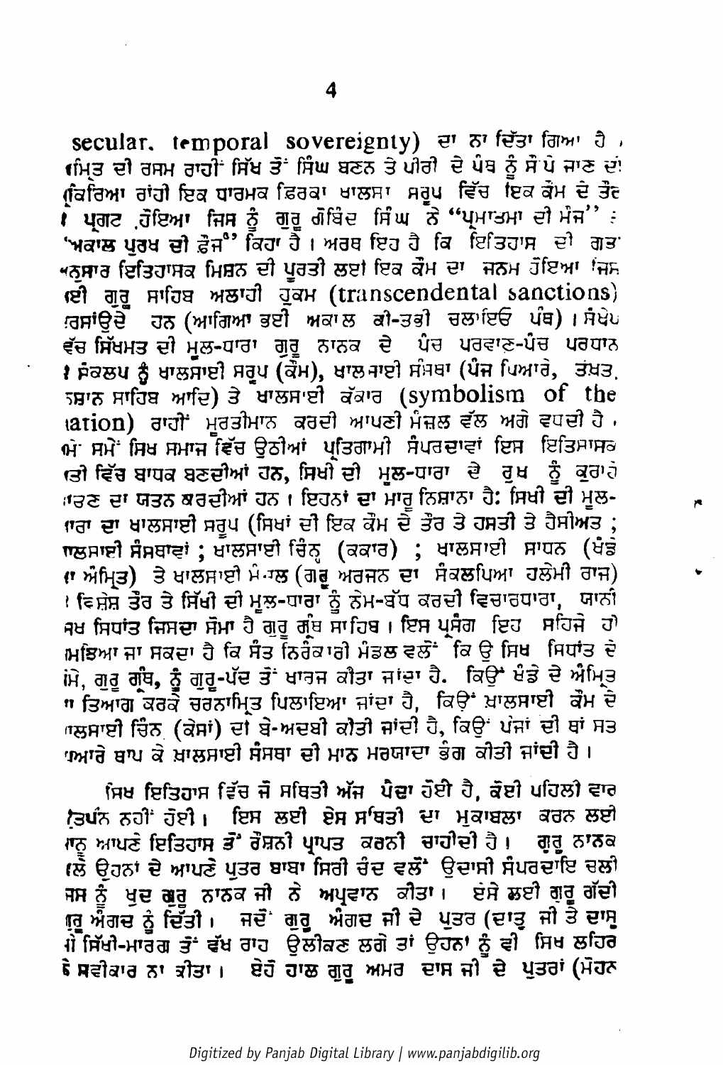secular, temporal sovereignty) ਦਾ ਨਾ ਦਿੱਤਾ ਗਿਆ ਹੈ। ਅੰਮ੍ਰਿਤ ਦੀ ਰਸਮ ਰਾਹੀਂ ਸਿੱਖ ਤੋਂ ਸਿੰਘ ਬਣਨ ਤੇ ਪੀਰੀ ਦੇ ਪੰਥ ਨੂੰ ਸੌਂਪੇ ਜਾਣ ਦੀ ਕਿਰਿਆ ਰਾਹੀਂ ਇਕ ਧਾਰਮਕ ਫ਼ਿਰਕਾ ਖਾਲਸਾ ਸਰੂਪ ਵਿੱਚ ਇਕ ਕੌਮ ਦੇ ਤੌਰ ਤੇ ਪ੍ਰਗਟ ਹੋਇਆ ਜਿਸ ਨੂੰ ਗੁਰੂ ਗੋਬਿੰਦ ਸਿੰਘ ਨੇ "ਪ੍ਰਮਾਤਮਾ ਦੀ ਮੌਜ" ਤੇ "ਅਕਾਲ ਪੁਰਖ ਦੀ ਫ਼ੌਜ" ਕਿਹਾ ਹੈ। ਅਰਥ ਇਹ ਹੈ ਕਿ ਇਤਿਹਾਸ ਦੀ ਗਤੀ ਅਨੁਸਾਰ ਇਤਿਹਾਸਕ ਮਿਸ਼ਨ ਦੀ ਪੂਰਤੀ ਲਈ ਇਕ ਕੌਮ ਦਾ ਜਨਮ ਹੋਇਆ ਜਿਸ ਲਈ ਗੁਰੂ ਸਾਹਿਬ ਅਲਾਹੀ ਹੁਕਮ (transcendental sanctions) ਦਰਸਾਉਂਦੇ ਹਨ (ਆਗਿਆ ਭਈ ਅਕਾਲ ਕੀ-ਤਬੀ ਚਲਾਇਓ ਪੰਥ)। ਸੰਖੇਪ ਵਿੱਚ ਸਿੱਖਮਤ ਦੀ ਮੂਲ-ਧਾਰਾ ਗੁਰੂ ਨਾਨਕ ਦੇ ਪੰਚ ਪਰਵਾਣ-ਪੰਚ ਪਰਧਾਨ ਦੇ ਸੰਕਲਪ ਨੂੰ ਖਾਲਸਾਈ ਸਰੂਪ (ਕੌਮ), ਖਾਲਸਾਈ ਸੰਸਥਾ (ਪੰਜ ਪਿਆਰੇ, ਤਖ਼ਤ, ਅਸਥਾਨ ਸਾਹਿਬ ਆਦਿ) ਤੇ ਖਾਲਸਾਈ ਕੱਕਾਰ (symbolism of the nation) ਰਾਹੀਂ ਮੂਰਤੀਮਾਨ ਕਰਦੀ ਆਪਣੀ ਮੰਜ਼ਲ ਵੱਲ ਅਗੇ ਵਧਦੀ ਹੈ। ਸਮੇਂ ਸਮੇਂ ਸਿਖ ਸਮਾਜ ਵਿੱਚ ਉਠੀਆਂ ਪ੍ਰਤਿਗਾਮੀ ਸੰਪਰਦਾਵਾਂ ਇਸ ਇਤਿਹਾਸਕ ਗਤੀ ਵਿੱਚ ਬਾਧਕ ਬਣਦੀਆਂ ਹਨ, ਸਿਖੀ ਦੀ ਮੂਲ-ਧਾਰਾ ਦੇ ਰੁਖ ਨੂੰ ਕੁਰਾਹੇ ਪਾਉਣ ਦਾ ਯਤਨ ਕਰਦੀਆਂ ਹਨ। ਇਹਨਾਂ ਦਾ ਮਾਰੂ ਨਿਸ਼ਾਨਾ ਹੈ: ਸਿਖੀ ਦੀ ਮੂਲ-ਧਾਰਾ ਦਾ ਖਾਲਸਾਈ ਸਰੂਪ (ਸਿਖਾਂ ਦੀ ਇਕ ਕੌਮ ਦੇ ਤੌਰ ਤੇ ਹਸਤੀ ਤੇ ਹੈਸੀਅਤ ; ਖਾਲਸਾਈ ਸੰਸਥਾਵਾਂ ; ਖਾਲਸਾਈ ਚਿੰਨ੍ਹ (ਕਕਾਰ) ; ਖਾਲਸਾਈ ਸਾਧਨ (ਖੰਡੇ ਦਾ ਅੰਮ੍ਰਿਤ) ਤੇ ਖਾਲਸਾਈ ਮੰਜ਼ਲ (ਗੁਰੂ ਅਰਜਨ ਦਾ ਸੰਕਲਪਿਆ ਹਲੇਮੀ ਰਾਜ) । ਵਿਸ਼ੇਸ਼ ਤੌਰ ਤੇ ਸਿੱਖੀ ਦੀ ਮੂਲ-ਧਾਰਾ ਨੂੰ ਨੇਮ-ਬੱਧ ਕਰਦੀ ਵਿਚਾਰਧਾਰਾ, ਯਾਨੀ ਸਿਖ ਸਿਧਾਂਤ ਜਿਸਦਾ ਸੋਮਾ ਹੈ ਗੁਰੂ ਗ੍ਰੰਥ ਸਾਹਿਬ। ਇਸ ਪ੍ਰਸੰਗ ਇਹ ਸਹਿਜੇ ਹੀ ਸਮਝਿਆ ਜਾ ਸਕਦਾ ਹੈ ਕਿ ਸੰਤ ਨਿਰੰਕਾਰੀ ਮੰਡਲ ਵਲੋਂ ਕਿਉਂ ਸਿਖ ਸਿਧਾਂਤ ਦੇ ਸੋਮੇ, ਗੁਰੂ ਗ੍ਰੰਥ, ਨੂੰ ਗੁਰੂ-ਪੱਦ ਤੋਂ ਖਾਰਜ ਕੀਤਾ ਜਾਂਦਾ ਹੈ. ਕਿਉਂ ਖੰਡੇ ਦੇ ਅੰਮ੍ਰਿਤ ਨੂੰ ਤਿਆਗ ਕਰਕੇ ਚਰਨਾਮ੍ਰਿਤ ਪਿਲਾਇਆ ਜਾਂਦਾ ਹੈ, ਕਿਉਂ ਖ਼ਾਲਸਾਈ ਕੌਮ ਦੇ ਖਾਲਸਾਈ ਚਿੰਨ (ਕੇਸਾਂ) ਦੀ ਬੇ-ਅਦਬੀ ਕੀਤੀ ਜਾਂਦੀ ਹੈ, ਕਿਉਂ ਪੰਜਾਂ ਦੀ ਥਾਂ ਸਤ ਪਿਆਰੇ ਥਾਪ ਕੇ ਖ਼ਾਲਸਾਈ ਸੰਸਥਾ ਦੀ ਮਾਨ ਮਰਯਾਦਾ ਭੰਗ ਕੀਤੀ ਜਾਂਦੀ ਹੈ।

ਸਿਖ ਇਤਿਹਾਸ ਵਿੱਚ ਜੋ ਸਥਿਤੀ ਅੱਜ ਪੈਦਾ ਹੋਈ ਹੈ, ਕੋਈ ਪਹਿਲੀ ਵਾਰ ਉਤਪੰਨ ਨਹੀਂ ਹੋਈ। ਇਸ ਲਈ ਏਸ ਸਥਿਤੀ ਦਾ ਮੁਕਾਬਲਾ ਕਰਨ ਲਈ ਸਾਨੂੰ ਆਪਣੇ ਇਤਿਹਾਸ ਤੋਂ ਰੌਸ਼ਨੀ ਪ੍ਰਾਪਤ ਕਰਨੀ ਚਾਹੀਦੀ ਹੈ। ਗੁਰੂ ਨਾਨਕ ਵਲੋਂ ਉਹਨਾਂ ਦੇ ਆਪਣੇ ਪੁਤਰ ਬਾਬਾ ਸਿਰੀ ਚੰਦ ਵਲੋਂ ਉਦਾਸੀ ਸੰਪਰਦਾਇ ਚਲੀ ਜਿਸ ਨੂੰ ਖੁਦ ਗੁਰੂ ਨਾਨਕ ਜੀ ਨੇ ਅਪ੍ਰਵਾਨ ਕੀਤਾ। ਇਸੇ ਲਈ ਗੁਰੂ ਗੱਦੀ ਗੁਰੂ ਅੰਗਦ ਨੂੰ ਦਿੱਤੀ। ਜਦੋਂ ਗੁਰੂ ਅੰਗਦ ਜੀ ਦੇ ਪੁਤਰ (ਦਾਤੂ ਜੀ ਤੇ ਦਾਸੂ ਜੀ) ਸਿੱਖੀ-ਮਾਰਗ ਤੋਂ ਵੱਖ ਰਾਹ ਉਲੀਕਣ ਲਗੇ ਤਾਂ ਉਹਨਾਂ ਨੂੰ ਵੀ ਸਿਖ ਲਹਿਰ ਨੇ ਸਵੀਕਾਰ ਨਾ ਕੀਤਾ। ਏਹੋ ਹਾਲ ਗੁਰੂ ਅਮਰ ਦਾਸ ਜੀ ਦੇ ਪੁਤਰਾਂ (ਮੋਹਨ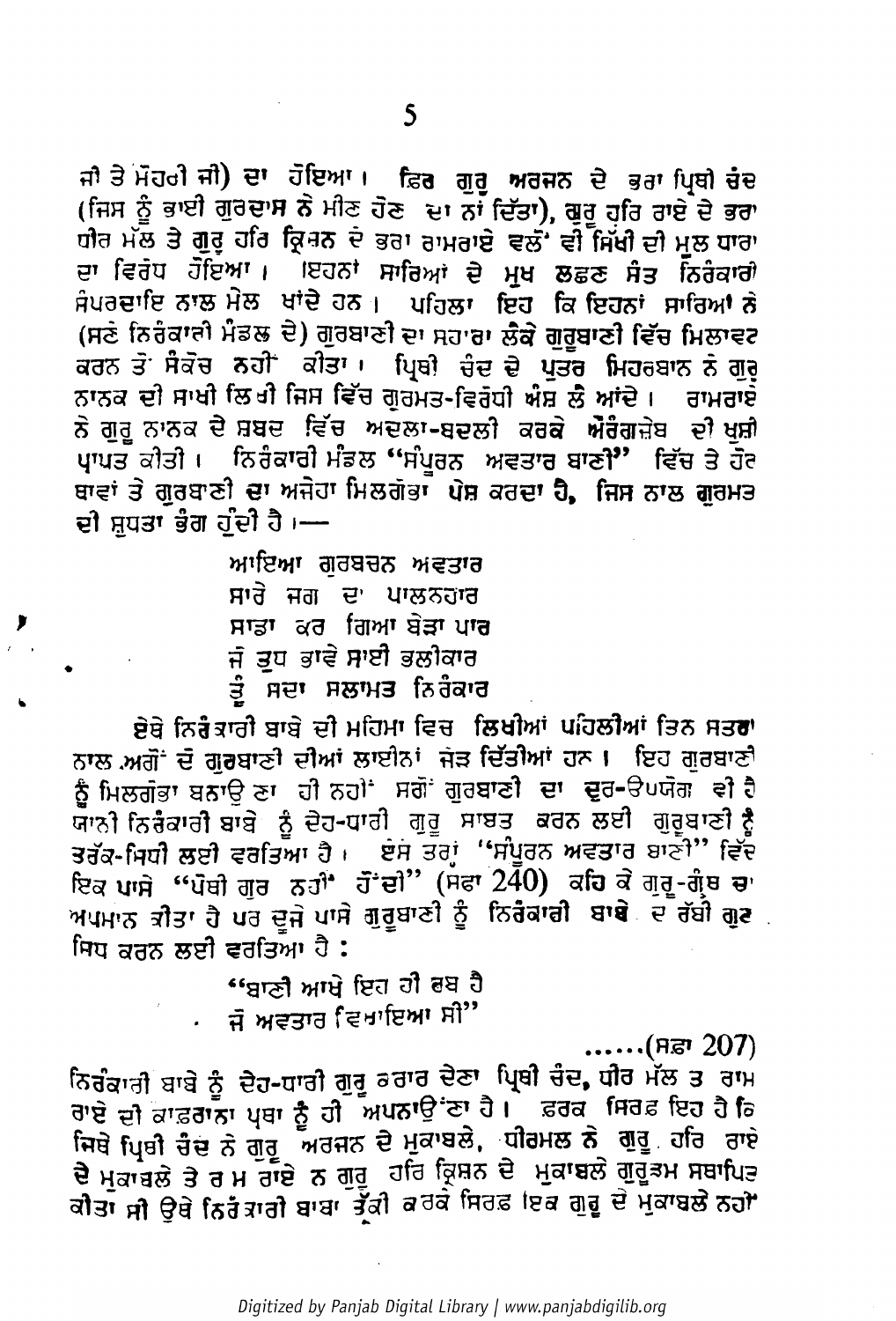ਜੀ ਤੇ ਮੋਹਰੀ ਜੀ) ਦਾ ਹੋਇਆ। ਫਿਰ ਗੁਰੂ ਅਰਜਨ ਦੇ ਭਰਾ ਪ੍ਰਿਥੀ ਚੰਦ (ਜਿਸ ਨੂੰ ਭਾਈ ਗੁਰਦਾਸ ਨੇ ਮੀਣ ਹੋਣ ਦਾ ਨਾਂ ਦਿੱਤਾ), ਗੁਰੂ ਹਰਿ ਰਾਏ ਦੇ ਭਰਾ ਧੀਰ ਮੱਲ ਤੇ ਗੁਰੂ ਹਰਿ ਕ੍ਰਿਸ਼ਨ ਦੇ ਭਰਾ ਰਾਮਰਾਏ ਵਲੋਂ ਵੀ ਸਿੱਖੀ ਦੀ ਮੂਲ ਧਾਰਾ ਦਾ ਵਿਰੋਧ ਹੋਇਆ। ਇਹਨਾਂ ਸਾਰਿਆਂ ਦੇ ਮੁਖ ਲਛਣ ਸੰਤ ਨਿਰੰਕਾਰੀ ਸੰਪਰਦਾਇ ਨਾਲ ਮੇਲ ਖਾਂਦੇ ਹਨ। ਪਹਿਲਾ ਇਹ ਕਿ ਇਹਨਾਂ ਸਾਰਿਆਂ ਨੇ (ਸਣੇ ਨਿਰੰਕਾਰੀ ਮੰਡਲ ਦੇ) ਗੁਰਬਾਣੀ ਦਾ ਸਹਾਰਾ ਲੈਕੇ ਗੁਰਬਾਣੀ ਵਿੱਚ ਮਿਲਾਵਟ ਕਰਨ ਤੋਂ ਸੰਕੋਚ ਨਹੀਂ ਕੀਤਾ। ਪ੍ਰਿਥੀ ਚੰਦ ਦੇ ਪੁਤਰ ਮਿਹਰਬਾਨ ਨੇ ਗੁਰੂ ਨਾਨਕ ਦੀ ਸਾਖੀ ਲਿਖੀ ਜਿਸ ਵਿੱਚ ਗੁਰਮਤ-ਵਿਰੋਧੀ ਅੰਸ਼ ਲੈ ਆਂਦੇ। ਰਾਮਰਾਏ ਨੇ ਗੁਰੂ ਨਾਨਕ ਦੇ ਸ਼ਬਦ ਵਿੱਚ ਅਦਲਾ-ਬਦਲੀ ਕਰਕੇ ਔਰੰਗਜ਼ੇਬ ਦੀ ਖੁਸ਼ੀ ਪ੍ਰਾਪਤ ਕੀਤੀ। ਨਿਰੰਕਾਰੀ ਮੰਡਲ "ਸੰਪੂਰਨ ਅਵਤਾਰ ਬਾਣੀ" ਵਿੱਚ ਤੇ ਹੋਰ ਥਾਵਾਂ ਤੇ ਗੁਰਬਾਣੀ ਦਾ ਅਜੇਹਾ ਮਿਲਗੋਭਾ ਪੇਸ਼ ਕਰਦਾ ਹੈ, ਜਿਸ ਨਾਲ ਗੁਰਮਤ ਦੀ ਸ਼ੁਧਤਾ ਭੰਗ ਹੁੰਦੀ ਹੈ।—

> ਆਇਆ ਗੁਰਬਚਨ ਅਵਤਾਰ
> ਸਾਰੇ ਜਗ ਦਾ ਪਾਲਨਹਾਰ
> ਸਾਡਾ ਕਰ ਗਿਆ ਬੇੜਾ ਪਾਰ
> ਜੋ ਤੁਧ ਭਾਵੇ ਸਾਈ ਭਲੀਕਾਰ
> ਤੂੰ ਸਦਾ ਸਲਾਮਤ ਨਿਰੰਕਾਰ

ਏਥੇ ਨਿਰੰਕਾਰੀ ਬਾਬੇ ਦੀ ਮਹਿਮਾ ਵਿਚ ਲਿਖੀਆਂ ਪਹਿਲੀਆਂ ਤਿਨ ਸਤਰਾਂ ਨਾਲ ਅਗੋਂ ਦੋ ਗੁਰਬਾਣੀ ਦੀਆਂ ਲਾਈਨਾਂ ਜੋੜ ਦਿੱਤੀਆਂ ਹਨ। ਇਹ ਗੁਰਬਾਣੀ ਨੂੰ ਮਿਲਗੋਭਾ ਬਨਾਉਣਾ ਹੀ ਨਹੀਂ ਸਗੋਂ ਗੁਰਬਾਣੀ ਦਾ ਦੁਰ-ਉਪਯੋਗ ਵੀ ਹੈ ਯਾਨੀ ਨਿਰੰਕਾਰੀ ਬਾਬੇ ਨੂੰ ਦੇਹ-ਧਾਰੀ ਗੁਰੂ ਸਾਬਤ ਕਰਨ ਲਈ ਗੁਰਬਾਣੀ ਨੂੰ ਤਰੱਕ-ਸਿਧੀ ਲਈ ਵਰਤਿਆ ਹੈ। ਇਸ ਤਰ੍ਹਾਂ "ਸੰਪੂਰਨ ਅਵਤਾਰ ਬਾਣੀ" ਵਿੱਚ ਇਕ ਪਾਸੇ "ਪੋਥੀ ਗੁਰ ਨਹੀਂ ਹੋਂਦੀ" (ਸਫ਼ਾ 240) ਕਹਿ ਕੇ ਗੁਰੂ-ਗ੍ਰੰਥ ਦਾ ਅਪਮਾਨ ਕੀਤਾ ਹੈ ਪਰ ਦੂਜੇ ਪਾਸੇ ਗੁਰਬਾਣੀ ਨੂੰ ਨਿਰੰਕਾਰੀ ਬਾਬੇ ਦੇ ਰੱਬੀ ਗੁਣ ਸਿਧ ਕਰਨ ਲਈ ਵਰਤਿਆ ਹੈ:

> "ਬਾਣੀ ਆਖੇ ਇਹ ਹੀ ਰਬ ਹੈ
> ਜੋ ਅਵਤਾਰ ਵਿਖਾਇਆ ਸੀ"
>
> ......(ਸਫ਼ਾ 207)

ਨਿਰੰਕਾਰੀ ਬਾਬੇ ਨੂੰ ਦੇਹ-ਧਾਰੀ ਗੁਰੂ ਕਰਾਰ ਦੇਣਾ ਪ੍ਰਿਥੀ ਚੰਦ, ਧੀਰ ਮੱਲ ਤੇ ਰਾਮ ਰਾਏ ਦੀ ਕਾਫ਼ਰਾਨਾ ਪ੍ਰਥਾ ਨੂੰ ਹੀ ਅਪਨਾਉਣਾ ਹੈ। ਫ਼ਰਕ ਸਿਰਫ਼ ਇਹ ਹੈ ਕਿ ਜਿਥੇ ਪ੍ਰਿਥੀ ਚੰਦ ਨੇ ਗੁਰੂ ਅਰਜਨ ਦੇ ਮੁਕਾਬਲੇ, ਧੀਰਮਲ ਨੇ ਗੁਰੂ ਹਰਿ ਰਾਏ ਦੇ ਮੁਕਾਬਲੇ ਤੇ ਰਾਮ ਰਾਏ ਨੇ ਗੁਰੂ ਹਰਿ ਕ੍ਰਿਸ਼ਨ ਦੇ ਮੁਕਾਬਲੇ ਗੁਰੂਤਮ ਸਥਾਪਿਤ ਕੀਤਾ ਸੀ ਉਥੇ ਨਿਰੰਕਾਰੀ ਬਾਬਾ ਤੱਕੀ ਕਰਕੇ ਸਿਰਫ਼ ਇਕ ਗੁਰੂ ਦੇ ਮੁਕਾਬਲੇ ਨਹੀਂ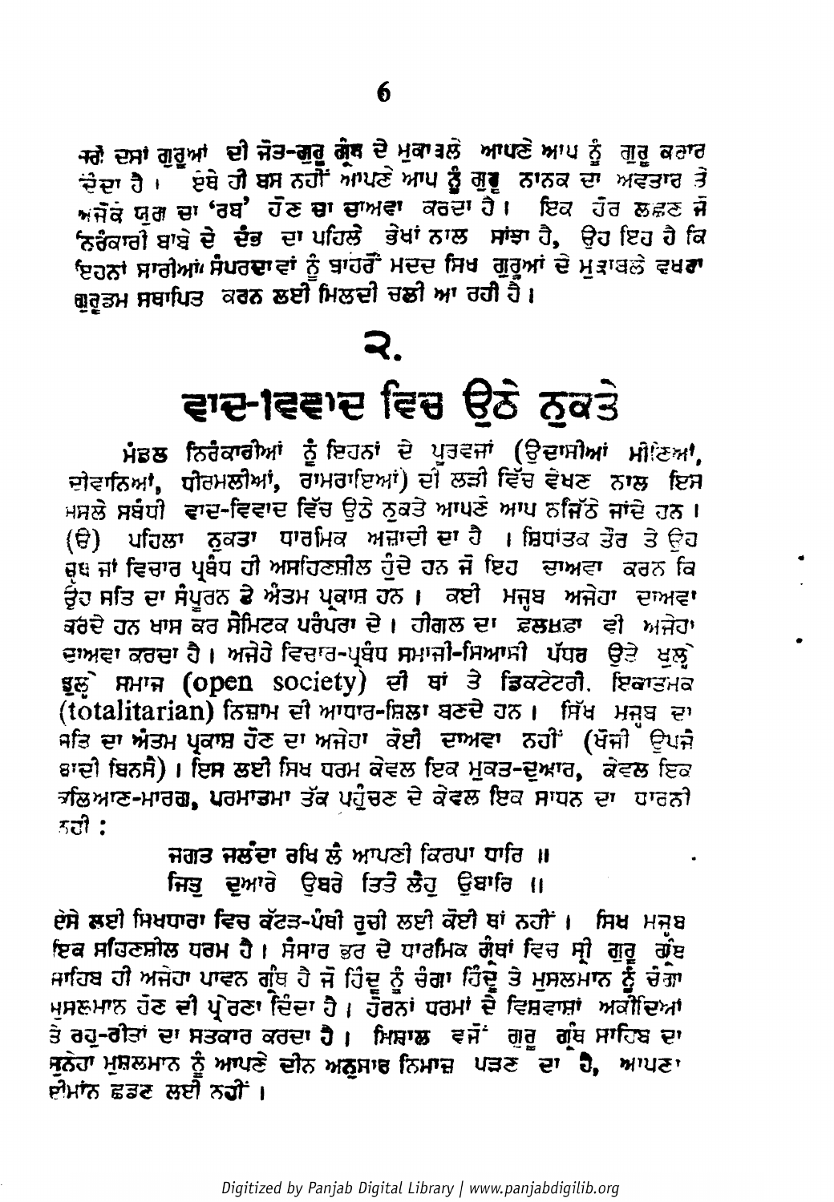ਜਦੋਂ ਦਸਾਂ ਗੁਰੂਆਂ ਦੀ ਜੋਤ-ਗੁਰੂ ਗ੍ਰੰਥ ਦੇ ਮੁਕਾਬਲੇ ਆਪਣੇ ਆਪ ਨੂੰ ਗੁਰੂ ਕਰਾਰ ਦੇਂਦਾ ਹੈ। ਏਥੇ ਹੀ ਬਸ ਨਹੀਂ ਆਪਣੇ ਆਪ ਨੂੰ ਗੁਰੂ ਨਾਨਕ ਦਾ ਅਵਤਾਰ ਤੇ ਅਜੋਕੇ ਯੁਗ ਦਾ 'ਰਬ' ਹੋਣ ਦਾ ਦਾਅਵਾ ਕਰਦਾ ਹੈ। ਇਕ ਹੋਰ ਲਛਣ ਜੋ ਨਿਰੰਕਾਰੀ ਬਾਬੇ ਦੇ ਦੰਭ ਦਾ ਪਹਿਲੇ ਭੇਖਾਂ ਨਾਲ ਸਾਂਝਾ ਹੈ, ਉਹ ਇਹ ਹੈ ਕਿ ਇਹਨਾਂ ਸਾਰੀਆਂ ਸੰਪਰਦਾਵਾਂ ਨੂੰ ਬਾਹਰੋਂ ਮਦਦ ਸਿਖ ਗੁਰੂਆਂ ਦੇ ਮੁਕਾਬਲੇ ਵਖਰਾ ਗੁਰੂਡਮ ਸਥਾਪਿਤ ਕਰਨ ਲਈ ਮਿਲਦੀ ਚਲੀ ਆ ਰਹੀ ਹੈ।

# ੨.

## ਵਾਦ-ਵਿਵਾਦ ਵਿਚ ਉਠੇ ਨੁਕਤੇ

ਮੰਡਲ ਨਿਰੰਕਾਰੀਆਂ ਨੂੰ ਇਹਨਾਂ ਦੇ ਪੂਰਵਜਾਂ (ਉਦਾਸੀਆਂ ਮੀਣਿਆਂ, ਦੀਵਾਨਿਆਂ, ਧੀਰਮਲੀਆਂ, ਰਾਮਰਾਇਆਂ) ਦੀ ਲੜੀ ਵਿੱਚ ਵੇਖਣ ਨਾਲ ਇਸ ਮਸਲੇ ਸਬੰਧੀ ਵਾਦ-ਵਿਵਾਦ ਵਿੱਚ ਉਠੇ ਨੁਕਤੇ ਆਪਣੇ ਆਪ ਨਜਿੱਠੇ ਜਾਂਦੇ ਹਨ। (ੳ) ਪਹਿਲਾ ਨੁਕਤਾ ਧਾਰਮਿਕ ਅਜ਼ਾਦੀ ਦਾ ਹੈ। ਸਿਧਾਂਤਕ ਤੌਰ ਤੇ ਉਹ ਧਰਮ ਜਾਂ ਵਿਚਾਰ ਪ੍ਰਬੰਧ ਹੀ ਅਸਹਿਣਸ਼ੀਲ ਹੁੰਦੇ ਹਨ ਜੋ ਇਹ ਦਾਅਵਾ ਕਰਨ ਕਿ ਉਹ ਸਤਿ ਦਾ ਸੰਪੂਰਨ ਤੇ ਅੰਤਮ ਪ੍ਰਕਾਸ਼ ਹਨ। ਕਈ ਮਜ਼ਬ ਅਜੇਹਾ ਦਾਅਵਾ ਕਰਦੇ ਹਨ ਖਾਸ ਕਰ ਸੇਮਿਟਕ ਪਰੰਪਰਾ ਦੇ। ਹੀਗਲ ਦਾ ਫ਼ਲਸਫ਼ਾ ਵੀ ਅਜੇਹਾ ਦਾਅਵਾ ਕਰਦਾ ਹੈ। ਅਜੇਹੇ ਵਿਚਾਰ-ਪ੍ਰਬੰਧ ਸਮਾਜੀ-ਸਿਆਸੀ ਪੱਧਰ ਉਤੇ ਖੁਲ੍ਹੇ ਡੁਲ੍ਹੇ ਸਮਾਜ (open society) ਦੀ ਥਾਂ ਤੇ ਡਿਕਟੇਟਰੀ, ਇਕਾਤਮਕ (totalitarian) ਨਿਜ਼ਾਮ ਦੀ ਆਧਾਰ-ਸ਼ਿਲਾ ਬਣਦੇ ਹਨ। ਸਿੱਖ ਮਜ਼ਬ ਦਾ ਸਤਿ ਦਾ ਅੰਤਮ ਪ੍ਰਕਾਸ਼ ਹੋਣ ਦਾ ਅਜੇਹਾ ਕੋਈ ਦਾਅਵਾ ਨਹੀਂ (ਖੋਜੀ ਉਪਜੈ ਬਾਦੀ ਬਿਨਸੈ)। ਇਸ ਲਈ ਸਿਖ ਧਰਮ ਕੇਵਲ ਇਕ ਮੁਕਤ-ਦੁਆਰ, ਕੇਵਲ ਇਕ ਕਲਿਆਣ-ਮਾਰਗ, ਪਰਮਾਤਮਾ ਤੱਕ ਪਹੁੰਚਣ ਦੇ ਕੇਵਲ ਇਕ ਸਾਧਨ ਦਾ ਧਾਰਨੀ ਨਹੀ:

> ਜਗਤ ਜਲੰਦਾ ਰਖਿ ਲੈ ਆਪਣੀ ਕਿਰਪਾ ਧਾਰਿ ॥
> ਜਿਤੁ ਦੁਆਰੈ ਉਬਰੈ ਤਿਤੈ ਲੈਹੁ ਉਬਾਰਿ ॥

ਏਸੇ ਲਈ ਸਿਖਧਾਰਾ ਵਿਚ ਕੱਟੜ-ਪੰਥੀ ਰੁਚੀ ਲਈ ਕੋਈ ਥਾਂ ਨਹੀਂ। ਸਿਖ ਮਜ਼ਬ ਇਕ ਸਹਿਣਸ਼ੀਲ ਧਰਮ ਹੈ। ਸੰਸਾਰ ਭਰ ਦੇ ਧਾਰਮਿਕ ਗ੍ਰੰਥਾਂ ਵਿਚ ਸ੍ਰੀ ਗੁਰੂ ਗ੍ਰੰਥ ਸਾਹਿਬ ਹੀ ਅਜੇਹਾ ਪਾਵਨ ਗ੍ਰੰਥ ਹੈ ਜੋ ਹਿੰਦੂ ਨੂੰ ਚੰਗਾ ਹਿੰਦੂ ਤੇ ਮੁਸਲਮਾਨ ਨੂੰ ਚੰਗਾ ਮੁਸਲਮਾਨ ਹੋਣ ਦੀ ਪ੍ਰੇਰਣਾ ਦਿੰਦਾ ਹੈ। ਹੋਰਨਾਂ ਧਰਮਾਂ ਦੇ ਵਿਸ਼ਵਾਸ਼ਾਂ ਅਕੀਦਿਆਂ ਤੇ ਰਹੁ-ਰੀਤਾਂ ਦਾ ਸਤਕਾਰ ਕਰਦਾ ਹੈ। ਮਿਸ਼ਾਲ ਵਜੋਂ ਗੁਰੂ ਗ੍ਰੰਥ ਸਾਹਿਬ ਦਾ ਸੁਨੇਹਾ ਮੁਸਲਮਾਨ ਨੂੰ ਆਪਣੇ ਦੀਨ ਅਨੁਸਾਰ ਨਿਮਾਜ਼ ਪੜਣ ਦਾ ਹੈ, ਆਪਣਾ ਈਮਾਨ ਛਡਣ ਲਈ ਨਹੀਂ।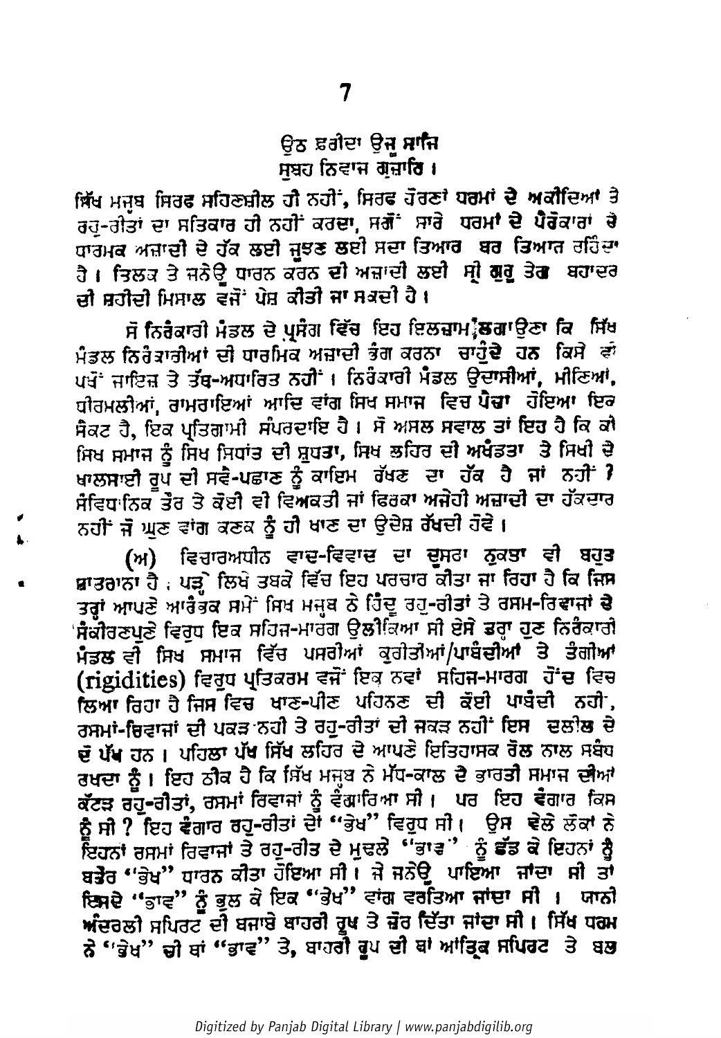ਉਠ ਫ਼ਰੀਦਾ ਉਜੂ ਸਾਜਿ
ਸੁਬਹ ਨਿਵਾਜ ਗੁਜ਼ਾਰਿ ।

ਸਿੱਖ ਮਜ਼ਬ ਸਿਰਫ ਸਹਿਣਸ਼ੀਲ ਹੀ ਨਹੀਂ, ਸਿਰਫ ਹੋਰਣਾਂ ਧਰਮਾਂ ਦੇ ਅਕੀਦਿਆਂ ਤੇ ਰਹੁ-ਰੀਤਾਂ ਦਾ ਸਤਿਕਾਰ ਹੀ ਨਹੀਂ ਕਰਦਾ, ਸਗੋਂ ਸਾਰੇ ਧਰਮਾਂ ਦੇ ਪੈਰੋਕਾਰਾਂ ਦੇ ਧਾਰਮਕ ਅਜ਼ਾਦੀ ਦੇ ਹੱਕ ਲਈ ਜੂਝਣ ਲਈ ਸਦਾ ਤਿਆਰ ਬਰ ਤਿਆਰ ਰਹਿੰਦਾ ਹੈ । ਤਿਲਕ ਤੇ ਜਨੇਊ ਧਾਰਨ ਕਰਨ ਦੀ ਅਜ਼ਾਦੀ ਲਈ ਸ੍ਰੀ ਗੁਰੂ ਤੇਗ਼ ਬਹਾਦਰ ਦੀ ਸ਼ਹੀਦੀ ਮਿਸਾਲ ਵਜੋਂ ਪੇਸ਼ ਕੀਤੀ ਜਾ ਸਕਦੀ ਹੈ ।

ਸੋ ਨਿਰੰਕਾਰੀ ਮੰਡਲ ਦੇ ਪ੍ਰਸੰਗ ਵਿੱਚ ਇਹ ਇਲਜ਼ਾਮ ਲਗਾਉਣਾ ਕਿ ਸਿੱਖ ਮੰਡਲ ਨਿਰੰਕਾਰੀਆਂ ਦੀ ਧਾਰਮਿਕ ਅਜ਼ਾਦੀ ਭੰਗ ਕਰਨਾ ਚਾਹੁੰਦੇ ਹਨ ਕਿਸੇ ਵੀ ਪੱਖੋਂ ਜਾਇਜ਼ ਤੇ ਤੱਥ-ਅਧਾਰਿਤ ਨਹੀਂ । ਨਿਰੰਕਾਰੀ ਮੰਡਲ ਉਦਾਸੀਆਂ, ਮੀਣਿਆਂ, ਧੀਰਮਲੀਆਂ, ਰਾਮਰਾਇਆਂ ਆਦਿ ਵਾਂਗ ਸਿਖ ਸਮਾਜ ਵਿਚ ਪੈਦਾ ਹੋਇਆ ਇਕ ਸੈਕਟ ਹੈ, ਇਕ ਪ੍ਰਤਿਗਾਮੀ ਸੰਪਰਦਾਇ ਹੈ । ਸੋ ਅਸਲ ਸਵਾਲ ਤਾਂ ਇਹ ਹੈ ਕਿ ਕੀ ਸਿਖ ਸਮਾਜ ਨੂੰ ਸਿਖ ਸਿਧਾਂਤ ਦੀ ਸ਼ੁਧਤਾ, ਸਿਖ ਲਹਿਰ ਦੀ ਅਖੰਡਤਾ ਤੇ ਸਿਖੀ ਦੇ ਖਾਲਸਾਈ ਰੂਪ ਦੀ ਸਵੈ-ਪਛਾਣ ਨੂੰ ਕਾਇਮ ਰੱਖਣ ਦਾ ਹੱਕ ਹੈ ਜਾਂ ਨਹੀਂ ? ਸੰਵਿਧਾਨਿਕ ਤੌਰ ਤੇ ਕੋਈ ਵੀ ਵਿਅਕਤੀ ਜਾਂ ਫਿਰਕਾ ਅਜੇਹੀ ਅਜ਼ਾਦੀ ਦਾ ਹੱਕਦਾਰ ਨਹੀਂ ਜੋ ਘੁਣ ਵਾਂਗ ਕਣਕ ਨੂੰ ਹੀ ਖਾਣ ਦਾ ਉਦੇਸ਼ ਰੱਖਦੀ ਹੋਵੇ ।

(ਅ) ਵਿਚਾਰਅਧੀਨ ਵਾਦ-ਵਿਵਾਦ ਦਾ ਦੂਸਰਾ ਨੁਕਤਾ ਵੀ ਬਹੁਤ ਖ਼ਤਰਨਾਕ ਹੈ ; ਪੜ੍ਹੇ ਲਿਖੇ ਤਬਕੇ ਵਿੱਚ ਇਹ ਪਰਚਾਰ ਕੀਤਾ ਜਾ ਰਿਹਾ ਹੈ ਕਿ ਜਿਸ ਤਰ੍ਹਾਂ ਆਪਣੇ ਆਰੰਭਕ ਸਮੇਂ ਸਿਖ ਮਜ਼ਬ ਨੇ ਹਿੰਦੂ ਰਹੁ-ਰੀਤਾਂ ਤੇ ਰਸਮ-ਰਿਵਾਜਾਂ ਦੇ ਸੰਕੀਰਣਪੁਣੇ ਵਿਰੁਧ ਇਕ ਸਹਿਜ-ਮਾਰਗ ਉਲੀਕਿਆ ਸੀ ਏਸੇ ਤਰ੍ਹਾਂ ਹੁਣ ਨਿਰੰਕਾਰੀ ਮੰਡਲ ਵੀ ਸਿਖ ਸਮਾਜ ਵਿੱਚ ਪਸਰੀਆਂ ਕੁਰੀਤੀਆਂ/ਪਾਬੰਦੀਆਂ ਤੇ ਤੰਗੀਆਂ (rigidities) ਵਿਰੁਧ ਪ੍ਰਤਿਕਰਮ ਵਜੋਂ ਇਕ ਨਵਾਂ ਸਹਿਜ-ਮਾਰਗ ਹੋਂਦ ਵਿਚ ਲਿਆ ਰਿਹਾ ਹੈ ਜਿਸ ਵਿਚ ਖਾਣ-ਪੀਣ ਪਹਿਨਣ ਦੀ ਕੋਈ ਪਾਬੰਦੀ ਨਹੀਂ, ਰਸਮਾਂ-ਰਿਵਾਜਾਂ ਦੀ ਪਕੜ ਨਹੀਂ ਤੇ ਰਹੁ-ਰੀਤਾਂ ਦੀ ਜਕੜ ਨਹੀਂ ਇਸ ਦਲੀਲ ਦੇ ਦੋ ਪੱਖ ਹਨ । ਪਹਿਲਾ ਪੱਖ ਸਿੱਖ ਲਹਿਰ ਦੇ ਆਪਣੇ ਇਤਿਹਾਸਕ ਰੋਲ ਨਾਲ ਸਬੰਧ ਰਖਦਾ ਹੈ । ਇਹ ਠੀਕ ਹੈ ਕਿ ਸਿੱਖ ਮਜ਼ਬ ਨੇ ਮੱਧ-ਕਾਲ ਦੇ ਭਾਰਤੀ ਸਮਾਜ ਦੀਆਂ ਕੱਟੜ ਰਹੁ-ਰੀਤਾਂ, ਰਸਮਾਂ ਰਿਵਾਜਾਂ ਨੂੰ ਵੰਗਾਰਿਆ ਸੀ । ਪਰ ਇਹ ਵੰਗਾਰ ਕਿਸ ਨੂੰ ਸੀ ? ਇਹ ਵੰਗਾਰ ਰਹੁ-ਰੀਤਾਂ ਦੇ "ਭੇਖ" ਵਿਰੁਧ ਸੀ । ਉਸ ਵੇਲੇ ਲੋਕਾਂ ਨੇ ਇਹਨਾਂ ਰਸਮਾਂ ਰਿਵਾਜਾਂ ਤੇ ਰਹੁ-ਰੀਤ ਦੇ ਮੁਢਲੇ "ਭਾਵ" ਨੂੰ ਛੱਡ ਕੇ ਇਹਨਾਂ ਨੂੰ ਬਤੌਰ "ਭੇਖ" ਧਾਰਨ ਕੀਤਾ ਹੋਇਆ ਸੀ । ਜੇ ਜਨੇਊ ਪਾਇਆ ਜਾਂਦਾ ਸੀ ਤਾਂ ਇਸਦੇ "ਭਾਵ" ਨੂੰ ਭੁਲ ਕੇ ਇਕ "ਭੇਖ" ਵਾਂਗ ਵਰਤਿਆ ਜਾਂਦਾ ਸੀ । ਯਾਨੀ ਅੰਦਰਲੀ ਸਪਿਰਟ ਦੀ ਬਜਾਏ ਬਾਹਰੀ ਰੂਪ ਤੇ ਜ਼ੋਰ ਦਿੱਤਾ ਜਾਂਦਾ ਸੀ । ਸਿੱਖ ਧਰਮ ਨੇ "ਭੇਖ" ਦੀ ਥਾਂ "ਭਾਵ" ਤੇ, ਬਾਹਰੀ ਰੂਪ ਦੀ ਥਾਂ ਆਤ੍ਰਿਕ ਸਪਿਰਟ ਤੇ ਬਲ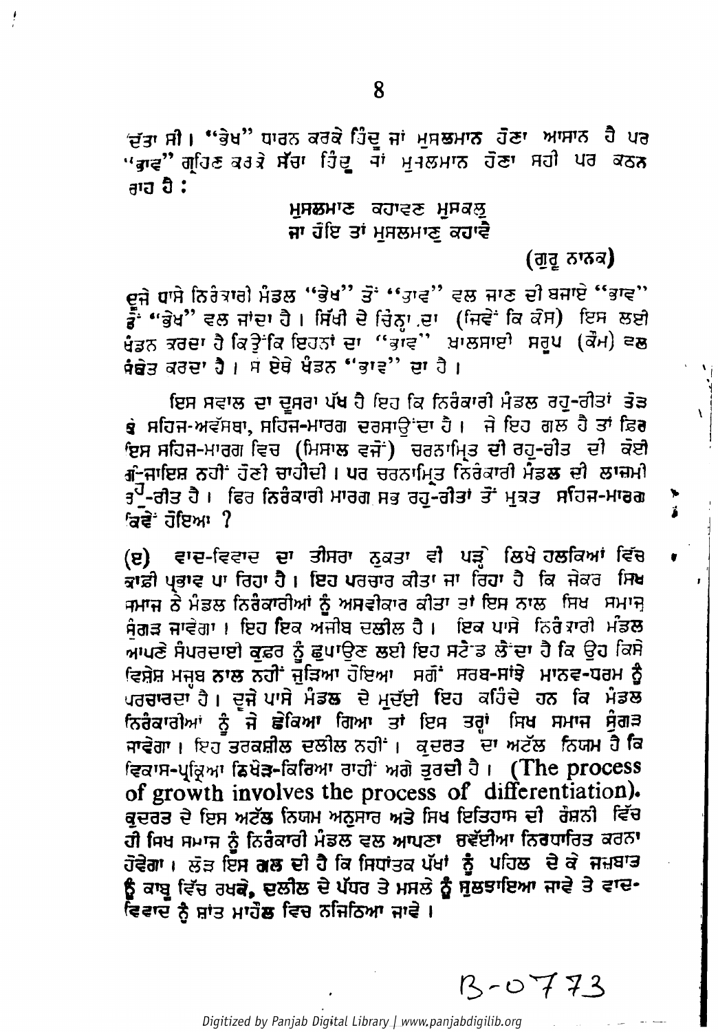ਦੱਤਾ ਸੀ। "ਭੇਖ" ਧਾਰਨ ਕਰਕੇ ਹਿੰਦੂ ਜਾਂ ਮੁਸਲਮਾਨ ਹੋਣਾ ਆਸਾਨ ਹੈ ਪਰ "ਭਾਵ" ਗ੍ਰਹਿਣ ਕਰਕੇ ਸੱਚਾ ਹਿੰਦੂ ਜਾਂ ਮੁਸਲਮਾਨ ਹੋਣਾ ਸਹੀ ਪਰ ਕਠਨ ਰਾਹ ਹੈ :

> ਮੁਸਲਮਾਣ ਕਹਾਵਣ ਮੁਸਕਲੁ
> ਜਾ ਹੋਇ ਤਾਂ ਮੁਸਲਮਾਣੁ ਕਹਾਵੈ
>
> (ਗੁਰੂ ਨਾਨਕ)

ਦੂਜੇ ਪਾਸੇ ਨਿਰੰਕਾਰੀ ਮੰਡਲ "ਭੇਖ" ਤੋਂ "ਭਾਵ" ਵਲ ਜਾਣ ਦੀ ਬਜਾਏ "ਭਾਵ" ਤੋਂ "ਭੇਖ" ਵਲ ਜਾਂਦਾ ਹੈ। ਸਿੱਖੀ ਦੇ ਚਿੰਨ੍ਹਾਂ ਦਾ (ਜਿਵੇਂ ਕਿ ਕੇਸ) ਇਸ ਲਈ ਖੰਡਨ ਕਰਦਾ ਹੈ ਕਿਉਂਕਿ ਇਹਨਾਂ ਦਾ "ਭਾਵ" ਖ਼ਾਲਸਾਈ ਸਰੂਪ (ਕੌਮ) ਵਲ ਸੰਕੇਤ ਕਰਦਾ ਹੈ। ਸੋ ਏਥੇ ਖੰਡਨ "ਭਾਵ" ਦਾ ਹੈ।

ਇਸ ਸਵਾਲ ਦਾ ਦੂਸਰਾ ਪੱਖ ਹੈ ਇਹ ਕਿ ਨਿਰੰਕਾਰੀ ਮੰਡਲ ਰਹੁ-ਰੀਤਾਂ ਤੋੜ ਕੇ ਸਹਿਜ-ਅਵੱਸਥਾ, ਸਹਿਜ-ਮਾਰਗ ਦਰਸਾਉਂਦਾ ਹੈ। ਜੇ ਇਹ ਗਲ ਹੈ ਤਾਂ ਫਿਰ ਇਸ ਸਹਿਜ-ਮਾਰਗ ਵਿਚ (ਮਿਸਾਲ ਵਜੋਂ) ਚਰਨਾਮ੍ਰਿਤ ਦੀ ਰਹੁ-ਰੀਤ ਦੀ ਕੋਈ ਗੁੰਜਾਇਸ਼ ਨਹੀਂ ਹੋਣੀ ਚਾਹੀਦੀ। ਪਰ ਚਰਨਾਮ੍ਰਿਤ ਨਿਰੰਕਾਰੀ ਮੰਡਲ ਦੀ ਲਾਜ਼ਮੀ ਰਹੁ-ਰੀਤ ਹੈ। ਫਿਰ ਨਿਰੰਕਾਰੀ ਮਾਰਗ ਸਭ ਰਹੁ-ਰੀਤਾਂ ਤੋਂ ਮੁਕਤ ਸਹਿਜ-ਮਾਰਗ ਕਿਵੇਂ ਹੋਇਆ ?

(ਏ) ਵਾਦ-ਵਿਵਾਦ ਦਾ ਤੀਸਰਾ ਨੁਕਤਾ ਵੀ ਪੜ੍ਹੇ ਲਿਖੇ ਹਲਕਿਆਂ ਵਿੱਚ ਕਾਫ਼ੀ ਪ੍ਰਭਾਵ ਪਾ ਰਿਹਾ ਹੈ। ਇਹ ਪਰਚਾਰ ਕੀਤਾ ਜਾ ਰਿਹਾ ਹੈ ਕਿ ਜੇਕਰ ਸਿਖ ਸਮਾਜ ਨੇ ਮੰਡਲ ਨਿਰੰਕਾਰੀਆਂ ਨੂੰ ਅਸਵੀਕਾਰ ਕੀਤਾ ਤਾਂ ਇਸ ਨਾਲ ਸਿਖ ਸਮਾਜ ਸੁੰਗੜ ਜਾਵੇਗਾ। ਇਹ ਇਕ ਅਜੀਬ ਦਲੀਲ ਹੈ। ਇਕ ਪਾਸੇ ਨਿਰੰਕਾਰੀ ਮੰਡਲ ਆਪਣੇ ਸੰਪਰਦਾਈ ਕੁਫ਼ਰ ਨੂੰ ਛੁਪਾਉਣ ਲਈ ਇਹ ਸਟੈਂਡ ਲੈਂਦਾ ਹੈ ਕਿ ਉਹ ਕਿਸੇ ਵਿਸ਼ੇਸ਼ ਮਜ਼੍ਹਬ ਨਾਲ ਨਹੀਂ ਜੁੜਿਆ ਹੋਇਆ ਸਗੋਂ ਸਰਬ-ਸਾਂਝੇ ਮਾਨਵ-ਧਰਮ ਨੂੰ ਪਰਚਾਰਦਾ ਹੈ। ਦੂਜੇ ਪਾਸੇ ਮੰਡਲ ਦੇ ਮੁਦੱਈ ਇਹ ਕਹਿੰਦੇ ਹਨ ਕਿ ਮੰਡਲ ਨਿਰੰਕਾਰੀਆਂ ਨੂੰ ਜੇ ਛੇਕਿਆ ਗਿਆ ਤਾਂ ਇਸ ਤਰ੍ਹਾਂ ਸਿਖ ਸਮਾਜ ਸੁੰਗੜ ਜਾਵੇਗਾ। ਇਹ ਤਰਕਸ਼ੀਲ ਦਲੀਲ ਨਹੀਂ। ਕੁਦਰਤ ਦਾ ਅਟੱਲ ਨਿਯਮ ਹੈ ਕਿ ਵਿਕਾਸ-ਪ੍ਰਕ੍ਰਿਆ ਨਿਖੇੜ-ਕਿਰਿਆ ਰਾਹੀਂ ਅਗੇ ਤੁਰਦੀ ਹੈ। (The process of growth involves the process of differentiation). ਕੁਦਰਤ ਦੇ ਇਸ ਅਟੱਲ ਨਿਯਮ ਅਨੁਸਾਰ ਅਤੇ ਸਿਖ ਇਤਿਹਾਸ ਦੀ ਰੋਸ਼ਨੀ ਵਿੱਚ ਹੀ ਸਿਖ ਸਮਾਜ ਨੂੰ ਨਿਰੰਕਾਰੀ ਮੰਡਲ ਵਲ ਆਪਣਾ ਰਵੱਈਆ ਨਿਰਧਾਰਿਤ ਕਰਨਾ ਹੋਵੇਗਾ। ਲੋੜ ਇਸ ਗਲ ਦੀ ਹੈ ਕਿ ਸਿਧਾਂਤਕ ਪੱਖਾਂ ਨੂੰ ਪਹਿਲ ਦੇ ਕੇ ਜਜ਼ਬਾਤ ਨੂੰ ਕਾਬੂ ਵਿੱਚ ਰਖਕੇ, ਦਲੀਲ ਦੇ ਪੱਧਰ ਤੇ ਮਸਲੇ ਨੂੰ ਸੁਲਝਾਇਆ ਜਾਵੇ ਤੇ ਵਾਦ-ਵਿਵਾਦ ਨੂੰ ਸ਼ਾਂਤ ਮਾਹੌਲ ਵਿਚ ਨਜਿਠਿਆ ਜਾਵੇ।

B-0773